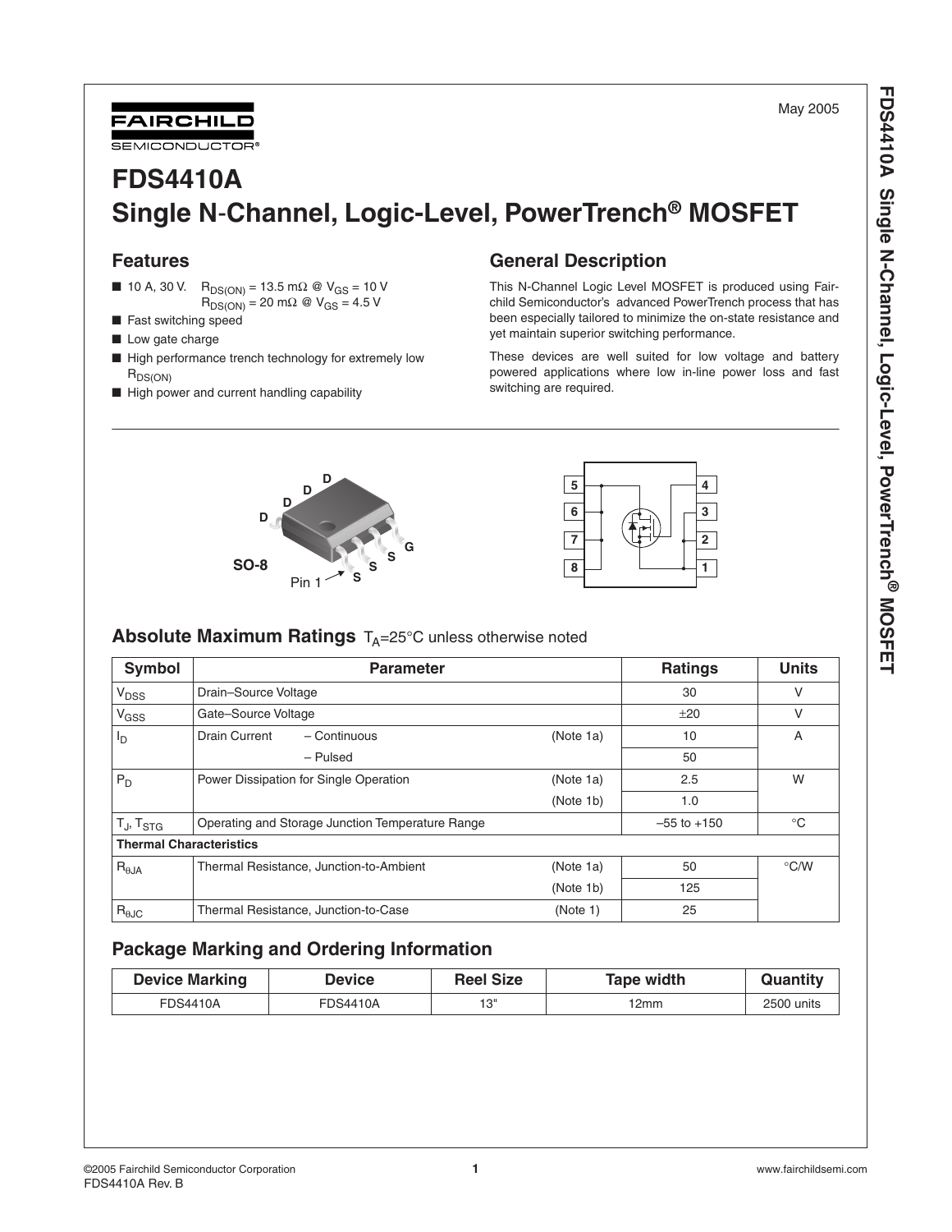May 2005

# FDS4410A
# Single N-Channel, Logic-Level, PowerTrench® MOSFET

## Features

- 10 A, 30 V. $R_{DS(ON)}$ = 13.5 mΩ @ $V_{GS}$ = 10 V
  $R_{DS(ON)}$ = 20 mΩ @ $V_{GS}$ = 4.5 V
- Fast switching speed
- Low gate charge
- High performance trench technology for extremely low $R_{DS(ON)}$
- High power and current handling capability

## General Description

This N-Channel Logic Level MOSFET is produced using Fairchild Semiconductor's advanced PowerTrench process that has been especially tailored to minimize the on-state resistance and yet maintain superior switching performance.

These devices are well suited for low voltage and battery powered applications where low in-line power loss and fast switching are required.

SO-8

Pin 1

## Absolute Maximum Ratings $T_A$=25°C unless otherwise noted

| Symbol | Parameter | | Ratings | Units |
|---|---|---|---|---|
| $V_{DSS}$ | Drain–Source Voltage | | 30 | V |
| $V_{GSS}$ | Gate–Source Voltage | | ±20 | V |
| $I_D$ | Drain Current – Continuous | (Note 1a) | 10 | A |
| | – Pulsed | | 50 | |
| $P_D$ | Power Dissipation for Single Operation | (Note 1a) | 2.5 | W |
| | | (Note 1b) | 1.0 | |
| $T_J$, $T_{STG}$ | Operating and Storage Junction Temperature Range | | –55 to +150 | °C |
| **Thermal Characteristics** | | | | |
| $R_{\theta JA}$ | Thermal Resistance, Junction-to-Ambient | (Note 1a) | 50 | °C/W |
| | | (Note 1b) | 125 | |
| $R_{\theta JC}$ | Thermal Resistance, Junction-to-Case | (Note 1) | 25 | |

## Package Marking and Ordering Information

| Device Marking | Device | Reel Size | Tape width | Quantity |
|---|---|---|---|---|
| FDS4410A | FDS4410A | 13" | 12mm | 2500 units |

©2005 Fairchild Semiconductor Corporation
FDS4410A Rev. B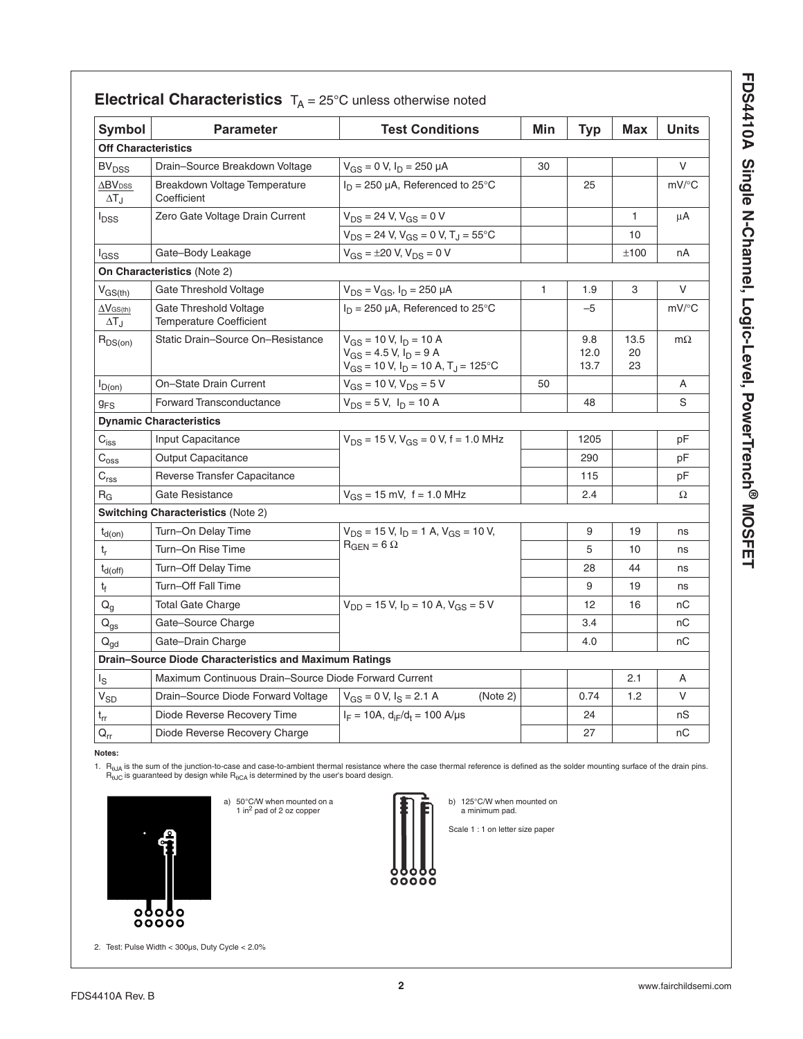## Electrical Characteristics $T_A = 25°C$ unless otherwise noted

| Symbol | Parameter | Test Conditions | Min | Typ | Max | Units |
|---|---|---|---|---|---|---|
| **Off Characteristics** | | | | | | |
| $BV_{DSS}$ | Drain–Source Breakdown Voltage | $V_{GS} = 0$ V, $I_D = 250$ µA | 30 | | | V |
| $\frac{\Delta BV_{DSS}}{\Delta T_J}$ | Breakdown Voltage Temperature Coefficient | $I_D = 250$ µA, Referenced to 25°C | | 25 | | mV/°C |
| $I_{DSS}$ | Zero Gate Voltage Drain Current | $V_{DS} = 24$ V, $V_{GS} = 0$ V | | | 1 | µA |
| | | $V_{DS} = 24$ V, $V_{GS} = 0$ V, $T_J = 55°C$ | | | 10 | |
| $I_{GSS}$ | Gate–Body Leakage | $V_{GS} = \pm 20$ V, $V_{DS} = 0$ V | | | ±100 | nA |
| **On Characteristics** (Note 2) | | | | | | |
| $V_{GS(th)}$ | Gate Threshold Voltage | $V_{DS} = V_{GS}$, $I_D = 250$ µA | 1 | 1.9 | 3 | V |
| $\frac{\Delta V_{GS(th)}}{\Delta T_J}$ | Gate Threshold Voltage Temperature Coefficient | $I_D = 250$ µA, Referenced to 25°C | | –5 | | mV/°C |
| $R_{DS(on)}$ | Static Drain–Source On–Resistance | $V_{GS} = 10$ V, $I_D = 10$ A<br>$V_{GS} = 4.5$ V, $I_D = 9$ A<br>$V_{GS} = 10$ V, $I_D = 10$ A, $T_J = 125°C$ | | 9.8<br>12.0<br>13.7 | 13.5<br>20<br>23 | mΩ |
| $I_{D(on)}$ | On–State Drain Current | $V_{GS} = 10$ V, $V_{DS} = 5$ V | 50 | | | A |
| $g_{FS}$ | Forward Transconductance | $V_{DS} = 5$ V, $I_D = 10$ A | | 48 | | S |
| **Dynamic Characteristics** | | | | | | |
| $C_{iss}$ | Input Capacitance | $V_{DS} = 15$ V, $V_{GS} = 0$ V, f = 1.0 MHz | | 1205 | | pF |
| $C_{oss}$ | Output Capacitance | | | 290 | | pF |
| $C_{rss}$ | Reverse Transfer Capacitance | | | 115 | | pF |
| $R_G$ | Gate Resistance | $V_{GS} = 15$ mV, f = 1.0 MHz | | 2.4 | | Ω |
| **Switching Characteristics** (Note 2) | | | | | | |
| $t_{d(on)}$ | Turn–On Delay Time | $V_{DS} = 15$ V, $I_D = 1$ A, $V_{GS} = 10$ V, $R_{GEN} = 6$ Ω | | 9 | 19 | ns |
| $t_r$ | Turn–On Rise Time | | | 5 | 10 | ns |
| $t_{d(off)}$ | Turn–Off Delay Time | | | 28 | 44 | ns |
| $t_f$ | Turn–Off Fall Time | | | 9 | 19 | ns |
| $Q_g$ | Total Gate Charge | $V_{DD} = 15$ V, $I_D = 10$ A, $V_{GS} = 5$ V | | 12 | 16 | nC |
| $Q_{gs}$ | Gate–Source Charge | | | 3.4 | | nC |
| $Q_{gd}$ | Gate–Drain Charge | | | 4.0 | | nC |
| **Drain–Source Diode Characteristics and Maximum Ratings** | | | | | | |
| $I_S$ | Maximum Continuous Drain–Source Diode Forward Current | | | | 2.1 | A |
| $V_{SD}$ | Drain–Source Diode Forward Voltage | $V_{GS} = 0$ V, $I_S = 2.1$ A (Note 2) | | 0.74 | 1.2 | V |
| $t_{rr}$ | Diode Reverse Recovery Time | $I_F = 10$A, $d_{iF}/d_t = 100$ A/µs | | 24 | | nS |
| $Q_{rr}$ | Diode Reverse Recovery Charge | | | 27 | | nC |

**Notes:**

1. $R_{\theta JA}$ is the sum of the junction-to-case and case-to-ambient thermal resistance where the case thermal reference is defined as the solder mounting surface of the drain pins. $R_{\theta JC}$ is guaranteed by design while $R_{\theta CA}$ is determined by the user's board design.

a) 50°C/W when mounted on a 1 in$^2$ pad of 2 oz copper

b) 125°C/W when mounted on a minimum pad.

Scale 1 : 1 on letter size paper

2. Test: Pulse Width < 300µs, Duty Cycle < 2.0%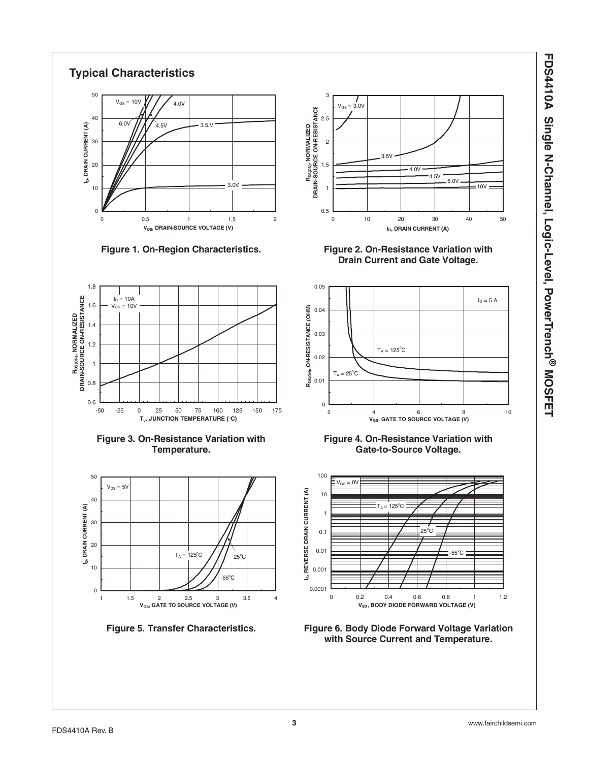## Typical Characteristics

Figure 1. On-Region Characteristics.

Figure 2. On-Resistance Variation with Drain Current and Gate Voltage.

Figure 3. On-Resistance Variation with Temperature.

Figure 4. On-Resistance Variation with Gate-to-Source Voltage.

Figure 5. Transfer Characteristics.

Figure 6. Body Diode Forward Voltage Variation with Source Current and Temperature.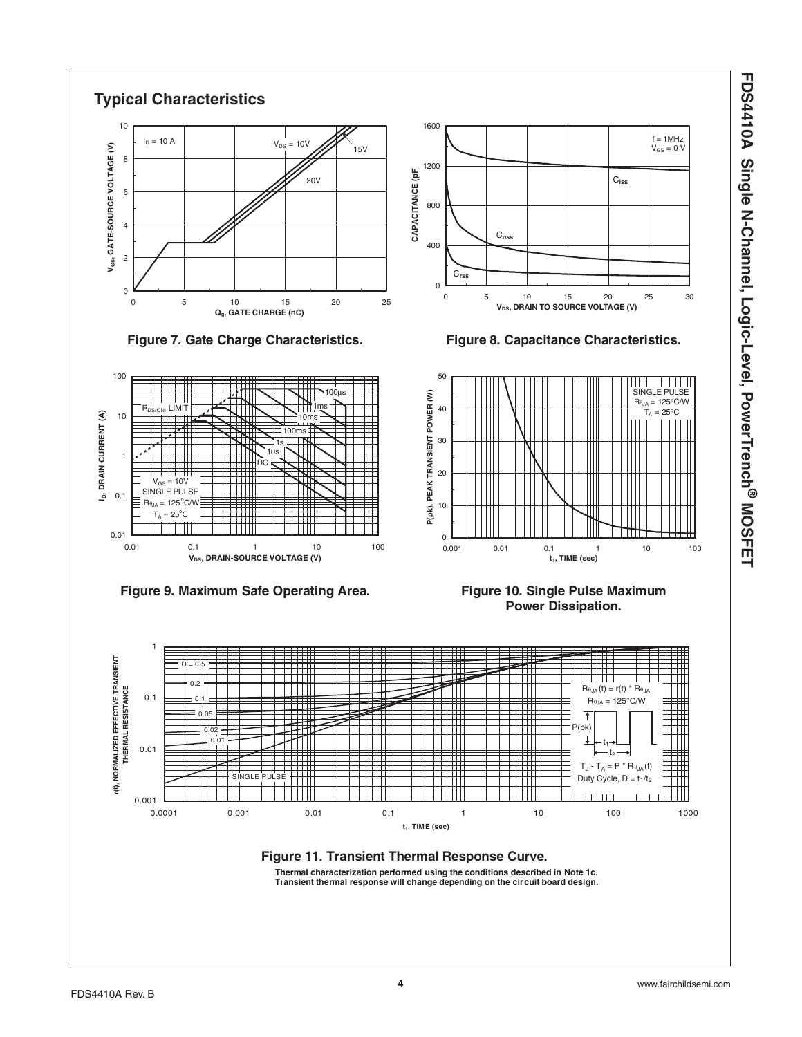## Typical Characteristics

**Figure 7. Gate Charge Characteristics.**

**Figure 8. Capacitance Characteristics.**

**Figure 9. Maximum Safe Operating Area.**

**Figure 10. Single Pulse Maximum Power Dissipation.**

**Figure 11. Transient Thermal Response Curve.**

**Thermal characterization performed using the conditions described in Note 1c.**
**Transient thermal response will change depending on the circuit board design.**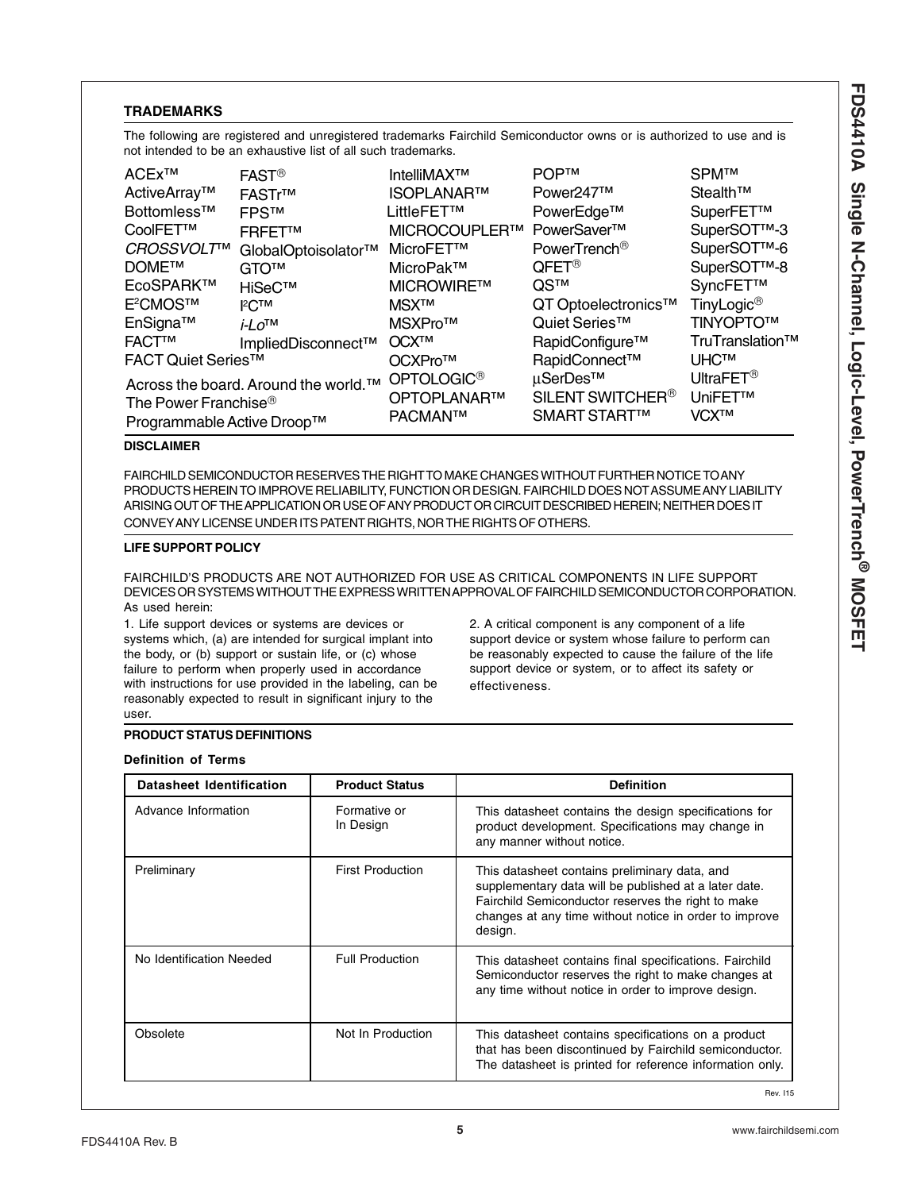## TRADEMARKS

The following are registered and unregistered trademarks Fairchild Semiconductor owns or is authorized to use and is not intended to be an exhaustive list of all such trademarks.

| | | | | |
|---|---|---|---|---|
| ACEx™ | FAST® | IntelliMAX™ | POP™ | SPM™ |
| ActiveArray™ | FASTr™ | ISOPLANAR™ | Power247™ | Stealth™ |
| Bottomless™ | FPS™ | LittleFET™ | PowerEdge™ | SuperFET™ |
| CoolFET™ | FRFET™ | MICROCOUPLER™ | PowerSaver™ | SuperSOT™-3 |
| *CROSSVOLT*™ | GlobalOptoisolator™ | MicroFET™ | PowerTrench® | SuperSOT™-6 |
| DOME™ | GTO™ | MicroPak™ | QFET® | SuperSOT™-8 |
| EcoSPARK™ | HiSeC™ | MICROWIRE™ | QS™ | SyncFET™ |
| $E^2$CMOS™ | $I^2$C™ | MSX™ | QT Optoelectronics™ | TinyLogic® |
| EnSigna™ | *i-Lo*™ | MSXPro™ | Quiet Series™ | TINYOPTO™ |
| FACT™ | ImpliedDisconnect™ | OCX™ | RapidConfigure™ | TruTranslation™ |
| FACT Quiet Series™ | | OCXPro™ | RapidConnect™ | UHC™ |
| Across the board. Around the world.™ | | OPTOLOGIC® | µSerDes™ | UltraFET® |
| The Power Franchise® | | OPTOPLANAR™ | SILENT SWITCHER® | UniFET™ |
| Programmable Active Droop™ | | PACMAN™ | SMART START™ | VCX™ |

### DISCLAIMER

FAIRCHILD SEMICONDUCTOR RESERVES THE RIGHT TO MAKE CHANGES WITHOUT FURTHER NOTICE TO ANY PRODUCTS HEREIN TO IMPROVE RELIABILITY, FUNCTION OR DESIGN. FAIRCHILD DOES NOT ASSUME ANY LIABILITY ARISING OUT OF THE APPLICATION OR USE OF ANY PRODUCT OR CIRCUIT DESCRIBED HEREIN; NEITHER DOES IT CONVEY ANY LICENSE UNDER ITS PATENT RIGHTS, NOR THE RIGHTS OF OTHERS.

### LIFE SUPPORT POLICY

FAIRCHILD'S PRODUCTS ARE NOT AUTHORIZED FOR USE AS CRITICAL COMPONENTS IN LIFE SUPPORT DEVICES OR SYSTEMS WITHOUT THE EXPRESS WRITTEN APPROVAL OF FAIRCHILD SEMICONDUCTOR CORPORATION.
As used herein:

1. Life support devices or systems are devices or systems which, (a) are intended for surgical implant into the body, or (b) support or sustain life, or (c) whose failure to perform when properly used in accordance with instructions for use provided in the labeling, can be reasonably expected to result in significant injury to the user.

2. A critical component is any component of a life support device or system whose failure to perform can be reasonably expected to cause the failure of the life support device or system, or to affect its safety or effectiveness.

### PRODUCT STATUS DEFINITIONS

**Definition of Terms**

| Datasheet Identification | Product Status | Definition |
|---|---|---|
| Advance Information | Formative or In Design | This datasheet contains the design specifications for product development. Specifications may change in any manner without notice. |
| Preliminary | First Production | This datasheet contains preliminary data, and supplementary data will be published at a later date. Fairchild Semiconductor reserves the right to make changes at any time without notice in order to improve design. |
| No Identification Needed | Full Production | This datasheet contains final specifications. Fairchild Semiconductor reserves the right to make changes at any time without notice in order to improve design. |
| Obsolete | Not In Production | This datasheet contains specifications on a product that has been discontinued by Fairchild semiconductor. The datasheet is printed for reference information only. |

Rev. I15